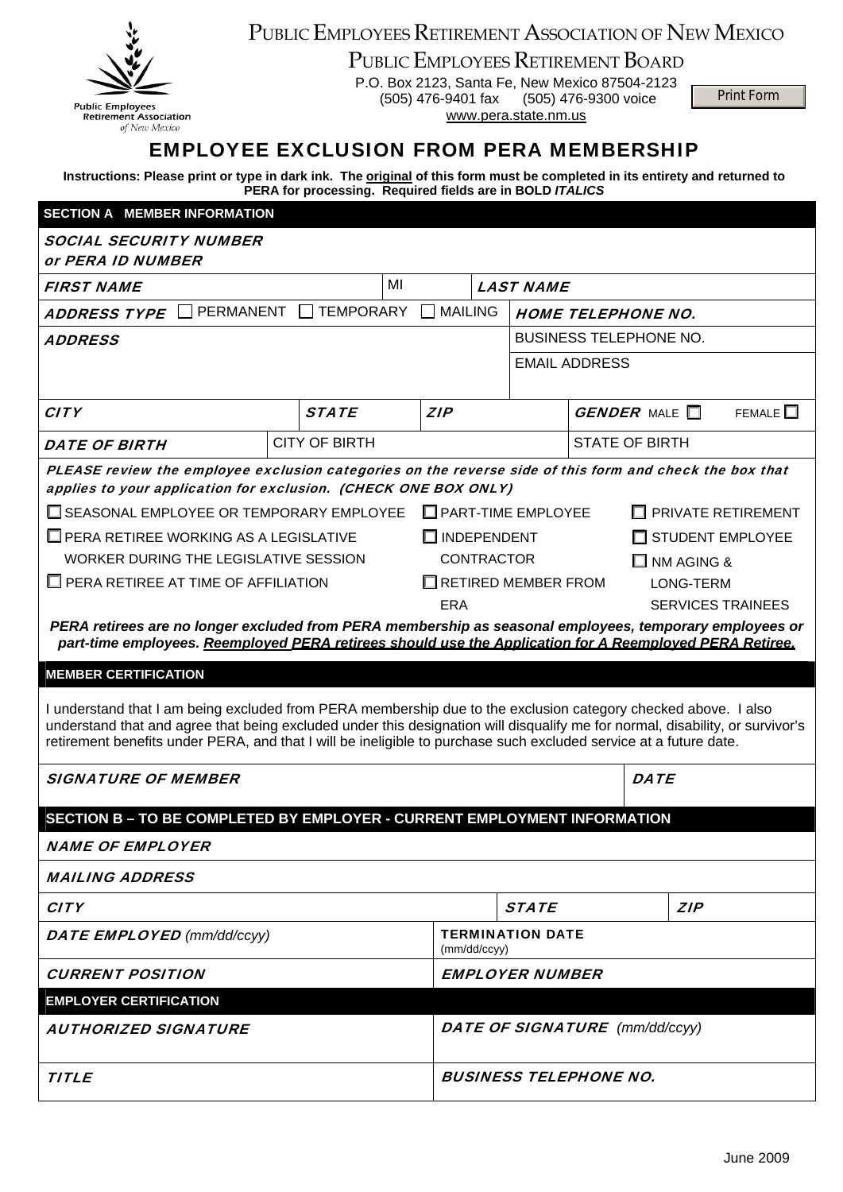Public Employees Retirement Association of New Mexico

# PUBLIC EMPLOYEES RETIREMENT ASSOCIATION OF NEW MEXICO

## PUBLIC EMPLOYEES RETIREMENT BOARD

P.O. Box 2123, Santa Fe, New Mexico 87504-2123
(505) 476-9401 fax (505) 476-9300 voice
www.pera.state.nm.us

Print Form

# EMPLOYEE EXCLUSION FROM PERA MEMBERSHIP

**Instructions: Please print or type in dark ink. The original of this form must be completed in its entirety and returned to PERA for processing. Required fields are in BOLD *ITALICS***

## SECTION A MEMBER INFORMATION

| | | | | | |
|---|---|---|---|---|---|
| ***SOCIAL SECURITY NUMBER or PERA ID NUMBER*** | | | | | |
| ***FIRST NAME*** | | MI | ***LAST NAME*** | | |
| ***ADDRESS TYPE*** ☐ PERMANENT ☐ TEMPORARY ☐ MAILING | | | ***HOME TELEPHONE NO.*** | | |
| ***ADDRESS*** | | | BUSINESS TELEPHONE NO. | | |
| | | | EMAIL ADDRESS | | |
| ***CITY*** | ***STATE*** | ***ZIP*** | | ***GENDER*** MALE ☐ FEMALE ☐ | |
| ***DATE OF BIRTH*** | CITY OF BIRTH | | | STATE OF BIRTH | |

***PLEASE review the employee exclusion categories on the reverse side of this form and check the box that applies to your application for exclusion. (CHECK ONE BOX ONLY)***

- ☐ SEASONAL EMPLOYEE OR TEMPORARY EMPLOYEE
- ☐ PART-TIME EMPLOYEE
- ☐ PRIVATE RETIREMENT
- ☐ PERA RETIREE WORKING AS A LEGISLATIVE WORKER DURING THE LEGISLATIVE SESSION
- ☐ INDEPENDENT CONTRACTOR
- ☐ STUDENT EMPLOYEE
- ☐ NM AGING & LONG-TERM SERVICES TRAINEES
- ☐ PERA RETIREE AT TIME OF AFFILIATION
- ☐ RETIRED MEMBER FROM ERA

***PERA retirees are no longer excluded from PERA membership as seasonal employees, temporary employees or part-time employees. Reemployed PERA retirees should use the Application for A Reemployed PERA Retiree.***

### MEMBER CERTIFICATION

I understand that I am being excluded from PERA membership due to the exclusion category checked above. I also understand that and agree that being excluded under this designation will disqualify me for normal, disability, or survivor's retirement benefits under PERA, and that I will be ineligible to purchase such excluded service at a future date.

| | |
|---|---|
| ***SIGNATURE OF MEMBER*** | ***DATE*** |

## SECTION B – TO BE COMPLETED BY EMPLOYER - CURRENT EMPLOYMENT INFORMATION

| | | |
|---|---|---|
| ***NAME OF EMPLOYER*** | | |
| ***MAILING ADDRESS*** | | |
| ***CITY*** | ***STATE*** | ***ZIP*** |
| ***DATE EMPLOYED*** *(mm/dd/ccyy)* | ***TERMINATION DATE*** (mm/dd/ccyy) | |
| ***CURRENT POSITION*** | ***EMPLOYER NUMBER*** | |

### EMPLOYER CERTIFICATION

| | |
|---|---|
| ***AUTHORIZED SIGNATURE*** | ***DATE OF SIGNATURE*** *(mm/dd/ccyy)* |
| ***TITLE*** | ***BUSINESS TELEPHONE NO.*** |

June 2009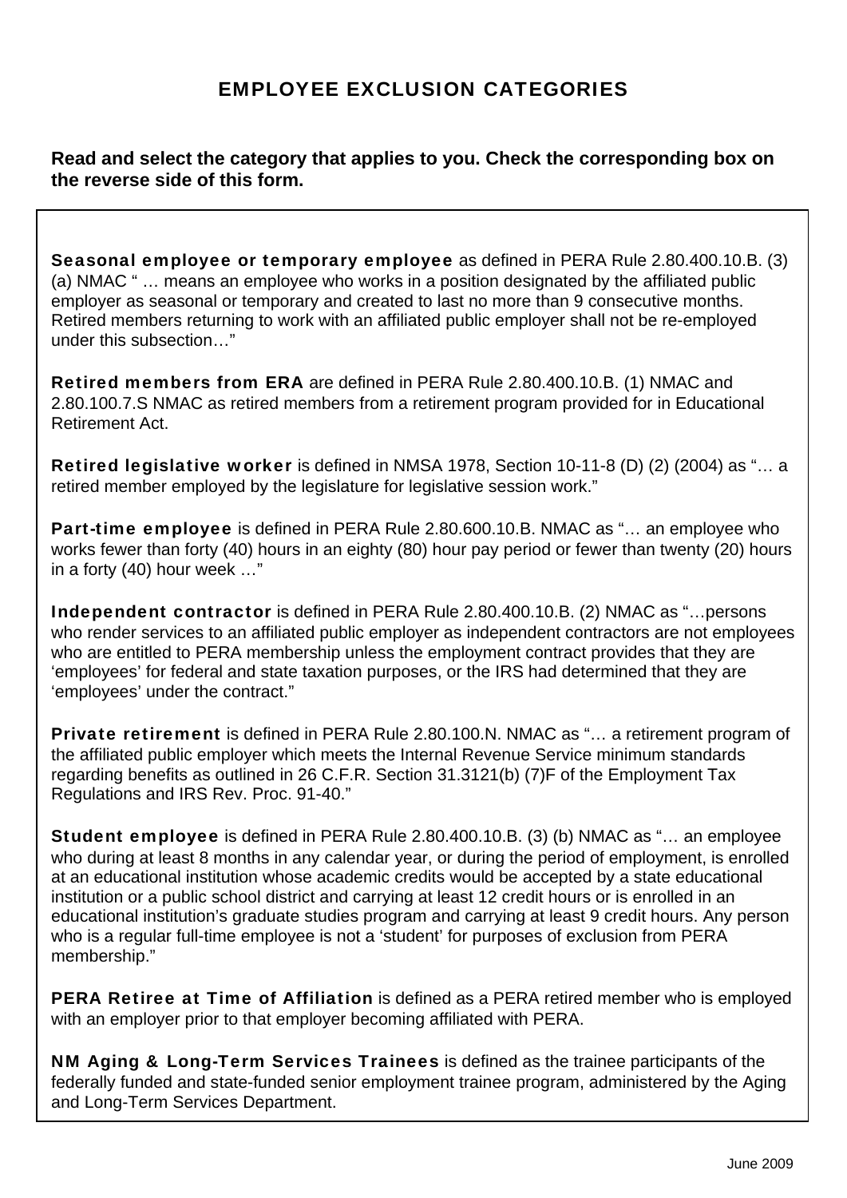# EMPLOYEE EXCLUSION CATEGORIES

**Read and select the category that applies to you. Check the corresponding box on the reverse side of this form.**

**Seasonal employee or temporary employee** as defined in PERA Rule 2.80.400.10.B. (3) (a) NMAC " … means an employee who works in a position designated by the affiliated public employer as seasonal or temporary and created to last no more than 9 consecutive months. Retired members returning to work with an affiliated public employer shall not be re-employed under this subsection…"

**Retired members from ERA** are defined in PERA Rule 2.80.400.10.B. (1) NMAC and 2.80.100.7.S NMAC as retired members from a retirement program provided for in Educational Retirement Act.

**Retired legislative worker** is defined in NMSA 1978, Section 10-11-8 (D) (2) (2004) as "… a retired member employed by the legislature for legislative session work."

**Part-time employee** is defined in PERA Rule 2.80.600.10.B. NMAC as "… an employee who works fewer than forty (40) hours in an eighty (80) hour pay period or fewer than twenty (20) hours in a forty (40) hour week …"

**Independent contractor** is defined in PERA Rule 2.80.400.10.B. (2) NMAC as "…persons who render services to an affiliated public employer as independent contractors are not employees who are entitled to PERA membership unless the employment contract provides that they are 'employees' for federal and state taxation purposes, or the IRS had determined that they are 'employees' under the contract."

**Private retirement** is defined in PERA Rule 2.80.100.N. NMAC as "… a retirement program of the affiliated public employer which meets the Internal Revenue Service minimum standards regarding benefits as outlined in 26 C.F.R. Section 31.3121(b) (7)F of the Employment Tax Regulations and IRS Rev. Proc. 91-40."

**Student employee** is defined in PERA Rule 2.80.400.10.B. (3) (b) NMAC as "… an employee who during at least 8 months in any calendar year, or during the period of employment, is enrolled at an educational institution whose academic credits would be accepted by a state educational institution or a public school district and carrying at least 12 credit hours or is enrolled in an educational institution's graduate studies program and carrying at least 9 credit hours. Any person who is a regular full-time employee is not a 'student' for purposes of exclusion from PERA membership."

**PERA Retiree at Time of Affiliation** is defined as a PERA retired member who is employed with an employer prior to that employer becoming affiliated with PERA.

**NM Aging & Long-Term Services Trainees** is defined as the trainee participants of the federally funded and state-funded senior employment trainee program, administered by the Aging and Long-Term Services Department.

June 2009